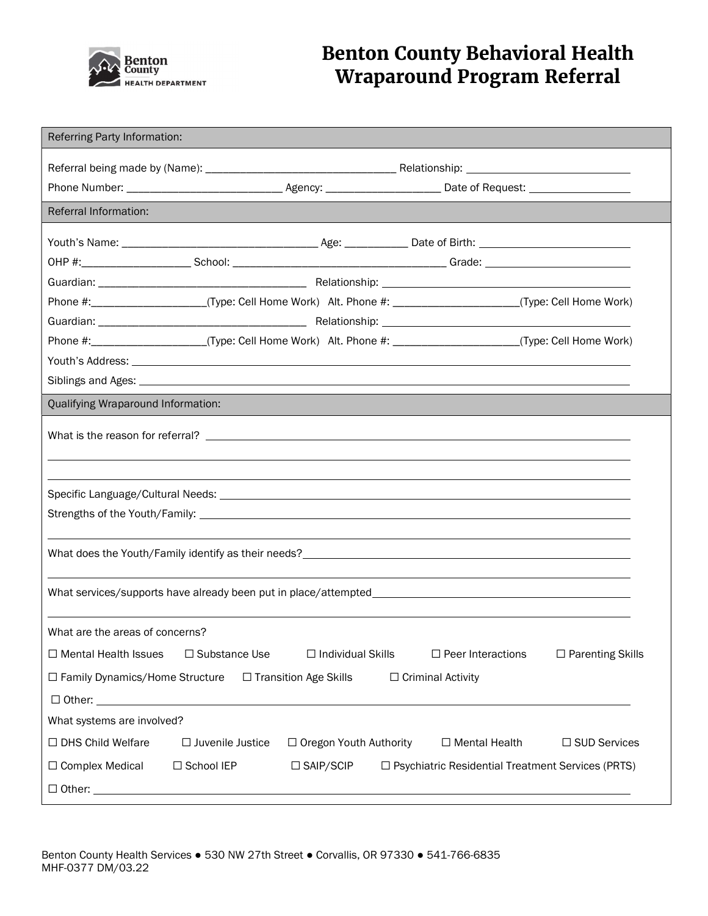Benton County HEALTH DEPARTMENT

# Benton County Behavioral Health Wraparound Program Referral

## Referring Party Information:

Referral being made by (Name): ______________________ Relationship: ______________________

Phone Number: ______________________ Agency: ______________________ Date of Request: ______________________

## Referral Information:

Youth's Name: ______________________ Age: __________ Date of Birth: ______________________

OHP #: ______________________ School: ______________________ Grade: ______________________

Guardian: ______________________ Relationship: ______________________

Phone #: ______________________ (Type: Cell Home Work) Alt. Phone #: ______________________ (Type: Cell Home Work)

Guardian: ______________________ Relationship: ______________________

Phone #: ______________________ (Type: Cell Home Work) Alt. Phone #: ______________________ (Type: Cell Home Work)

Youth's Address: ______________________

Siblings and Ages: ______________________

## Qualifying Wraparound Information:

What is the reason for referral? ______________________

______________________

______________________

Specific Language/Cultural Needs: ______________________

Strengths of the Youth/Family: ______________________

______________________

What does the Youth/Family identify as their needs? ______________________

______________________

What services/supports have already been put in place/attempted ______________________

______________________

What are the areas of concerns?

☐ Mental Health Issues ☐ Substance Use ☐ Individual Skills ☐ Peer Interactions ☐ Parenting Skills

☐ Family Dynamics/Home Structure ☐ Transition Age Skills ☐ Criminal Activity

☐ Other: ______________________

What systems are involved?

☐ DHS Child Welfare ☐ Juvenile Justice ☐ Oregon Youth Authority ☐ Mental Health ☐ SUD Services

☐ Complex Medical ☐ School IEP ☐ SAIP/SCIP ☐ Psychiatric Residential Treatment Services (PRTS)

☐ Other: ______________________

Benton County Health Services ● 530 NW 27th Street ● Corvallis, OR 97330 ● 541-766-6835
MHF-0377 DM/03.22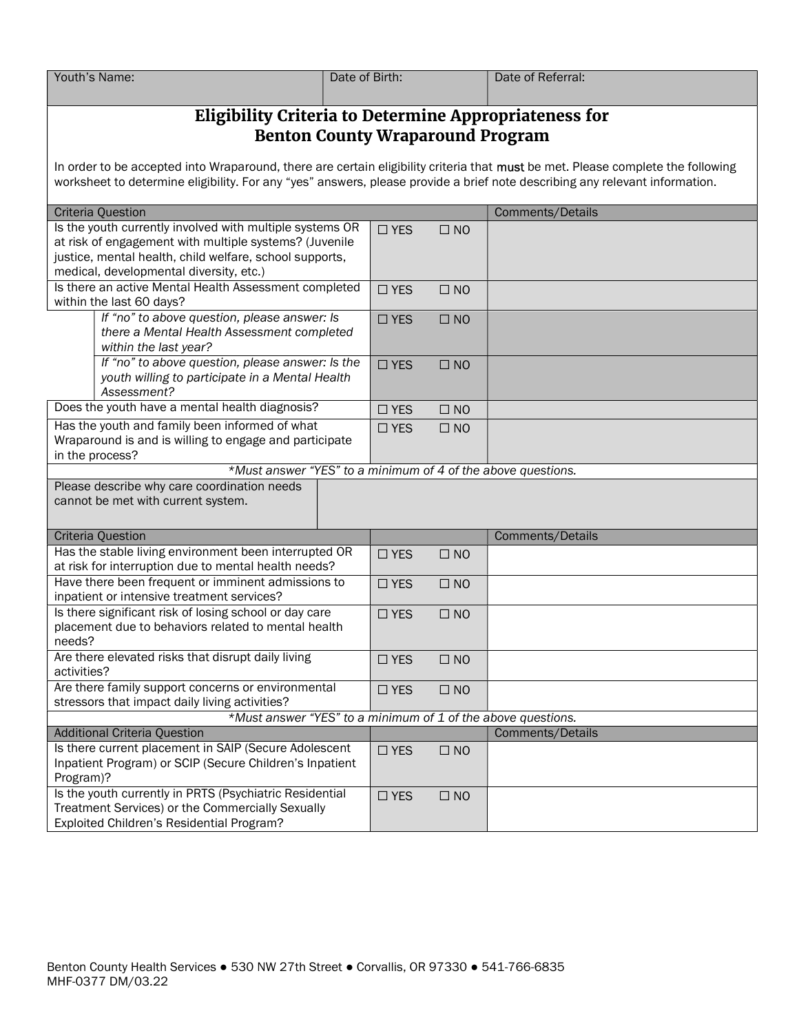| Youth's Name: | Date of Birth: | Date of Referral: |
|---|---|---|
| | | |

## Eligibility Criteria to Determine Appropriateness for Benton County Wraparound Program

In order to be accepted into Wraparound, there are certain eligibility criteria that must be met. Please complete the following worksheet to determine eligibility. For any "yes" answers, please provide a brief note describing any relevant information.

| Criteria Question | | | Comments/Details |
|---|---|---|---|
| Is the youth currently involved with multiple systems OR at risk of engagement with multiple systems? (Juvenile justice, mental health, child welfare, school supports, medical, developmental diversity, etc.) | ☐ YES | ☐ NO | |
| Is there an active Mental Health Assessment completed within the last 60 days? | ☐ YES | ☐ NO | |
| *If "no" to above question, please answer: Is there a Mental Health Assessment completed within the last year?* | ☐ YES | ☐ NO | |
| *If "no" to above question, please answer: Is the youth willing to participate in a Mental Health Assessment?* | ☐ YES | ☐ NO | |
| Does the youth have a mental health diagnosis? | ☐ YES | ☐ NO | |
| Has the youth and family been informed of what Wraparound is and is willing to engage and participate in the process? | ☐ YES | ☐ NO | |

*\*Must answer "YES" to a minimum of 4 of the above questions.*

| Please describe why care coordination needs cannot be met with current system. | |
|---|---|

| Criteria Question | | | Comments/Details |
|---|---|---|---|
| Has the stable living environment been interrupted OR at risk for interruption due to mental health needs? | ☐ YES | ☐ NO | |
| Have there been frequent or imminent admissions to inpatient or intensive treatment services? | ☐ YES | ☐ NO | |
| Is there significant risk of losing school or day care placement due to behaviors related to mental health needs? | ☐ YES | ☐ NO | |
| Are there elevated risks that disrupt daily living activities? | ☐ YES | ☐ NO | |
| Are there family support concerns or environmental stressors that impact daily living activities? | ☐ YES | ☐ NO | |

*\*Must answer "YES" to a minimum of 1 of the above questions.*

| Additional Criteria Question | | | Comments/Details |
|---|---|---|---|
| Is there current placement in SAIP (Secure Adolescent Inpatient Program) or SCIP (Secure Children's Inpatient Program)? | ☐ YES | ☐ NO | |
| Is the youth currently in PRTS (Psychiatric Residential Treatment Services) or the Commercially Sexually Exploited Children's Residential Program? | ☐ YES | ☐ NO | |

Benton County Health Services ● 530 NW 27th Street ● Corvallis, OR 97330 ● 541-766-6835
MHF-0377 DM/03.22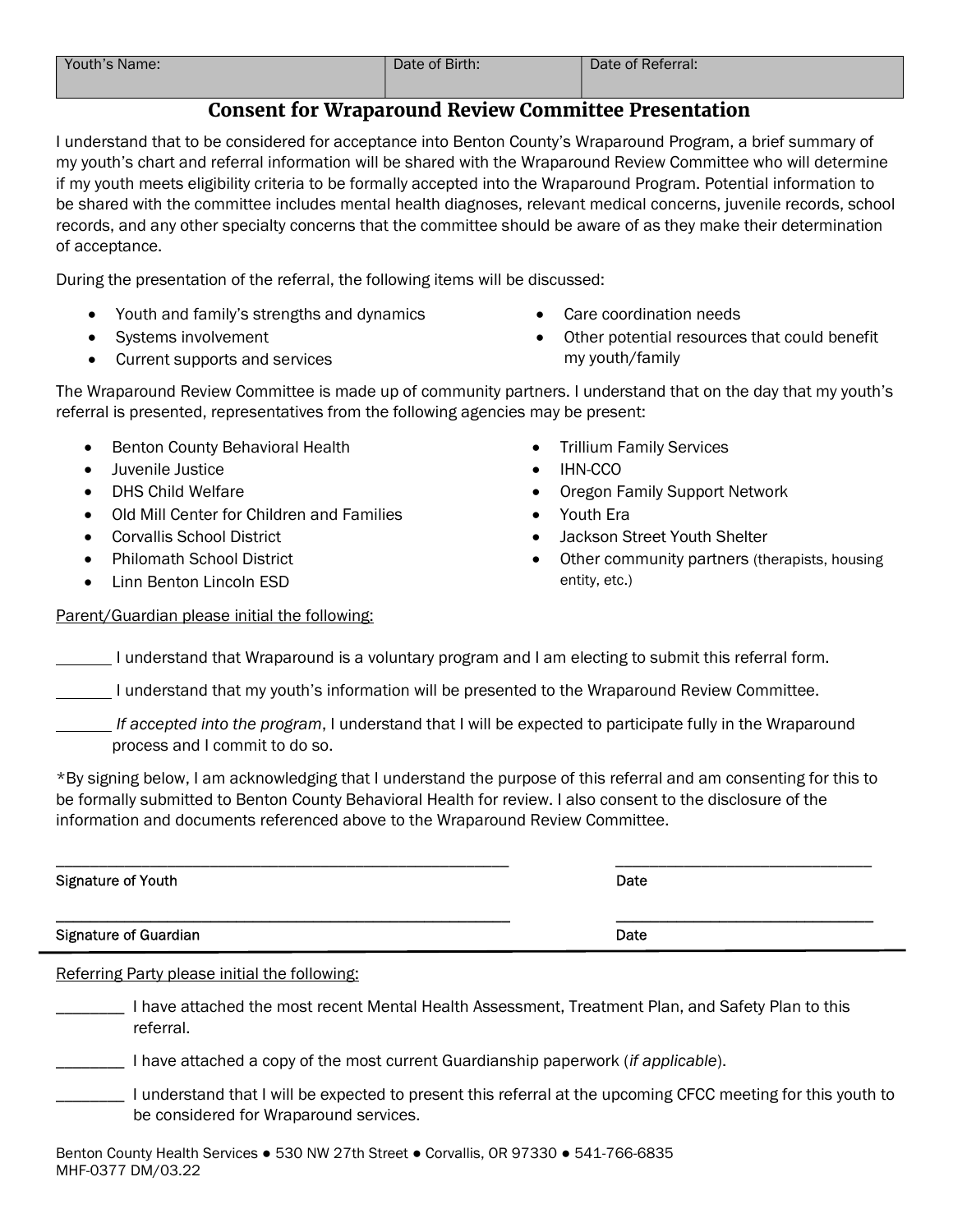| Youth's Name: | Date of Birth: | Date of Referral: |
| --- | --- | --- |
| | | |

## Consent for Wraparound Review Committee Presentation

I understand that to be considered for acceptance into Benton County's Wraparound Program, a brief summary of my youth's chart and referral information will be shared with the Wraparound Review Committee who will determine if my youth meets eligibility criteria to be formally accepted into the Wraparound Program. Potential information to be shared with the committee includes mental health diagnoses, relevant medical concerns, juvenile records, school records, and any other specialty concerns that the committee should be aware of as they make their determination of acceptance.

During the presentation of the referral, the following items will be discussed:

- Youth and family's strengths and dynamics
- Systems involvement
- Current supports and services
- Care coordination needs
- Other potential resources that could benefit my youth/family

The Wraparound Review Committee is made up of community partners. I understand that on the day that my youth's referral is presented, representatives from the following agencies may be present:

- Benton County Behavioral Health
- Juvenile Justice
- DHS Child Welfare
- Old Mill Center for Children and Families
- Corvallis School District
- Philomath School District
- Linn Benton Lincoln ESD
- Trillium Family Services
- IHN-CCO
- Oregon Family Support Network
- Youth Era
- Jackson Street Youth Shelter
- Other community partners (therapists, housing entity, etc.)

Parent/Guardian please initial the following:

_______ I understand that Wraparound is a voluntary program and I am electing to submit this referral form.

_______ I understand that my youth's information will be presented to the Wraparound Review Committee.

_______ *If accepted into the program*, I understand that I will be expected to participate fully in the Wraparound process and I commit to do so.

*By signing below, I am acknowledging that I understand the purpose of this referral and am consenting for this to be formally submitted to Benton County Behavioral Health for review. I also consent to the disclosure of the information and documents referenced above to the Wraparound Review Committee.

_______________________________________________ &nbsp;&nbsp;&nbsp; ___________________________
Signature of Youth &nbsp;&nbsp;&nbsp; Date

_______________________________________________ &nbsp;&nbsp;&nbsp; ___________________________
Signature of Guardian &nbsp;&nbsp;&nbsp; Date

---

Referring Party please initial the following:

________ I have attached the most recent Mental Health Assessment, Treatment Plan, and Safety Plan to this referral.

________ I have attached a copy of the most current Guardianship paperwork (*if applicable*).

________ I understand that I will be expected to present this referral at the upcoming CFCC meeting for this youth to be considered for Wraparound services.

Benton County Health Services ● 530 NW 27th Street ● Corvallis, OR 97330 ● 541-766-6835
MHF-0377 DM/03.22